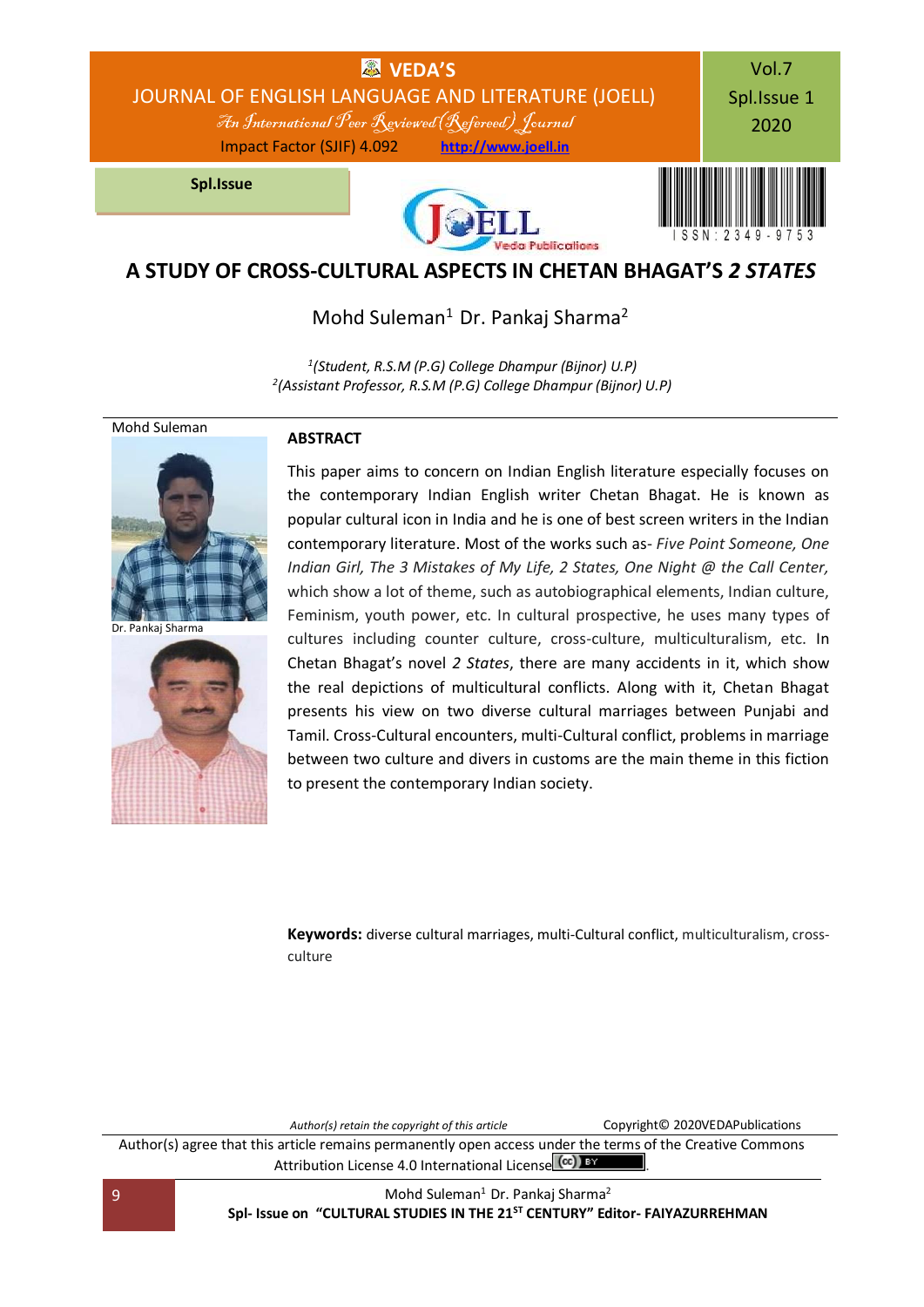# A STUDY OF CROSS-CULTURAL ASPECTS IN CHETAN BHAGAT'S *2 STATES*

Mohd Suleman[1] Dr. Pankaj Sharma[2]

[1](Student, R.S.M (P.G) College Dhampur (Bijnor) U.P)
[2](Assistant Professor, R.S.M (P.G) College Dhampur (Bijnor) U.P)

Mohd Suleman

Dr. Pankaj Sharma

## ABSTRACT

This paper aims to concern on Indian English literature especially focuses on the contemporary Indian English writer Chetan Bhagat. He is known as popular cultural icon in India and he is one of best screen writers in the Indian contemporary literature. Most of the works such as- *Five Point Someone, One Indian Girl, The 3 Mistakes of My Life, 2 States, One Night @ the Call Center,* which show a lot of theme, such as autobiographical elements, Indian culture, Feminism, youth power, etc. In cultural prospective, he uses many types of cultures including counter culture, cross-culture, multiculturalism, etc. In Chetan Bhagat's novel *2 States*, there are many accidents in it, which show the real depictions of multicultural conflicts. Along with it, Chetan Bhagat presents his view on two diverse cultural marriages between Punjabi and Tamil. Cross-Cultural encounters, multi-Cultural conflict, problems in marriage between two culture and divers in customs are the main theme in this fiction to present the contemporary Indian society.

**Keywords:** diverse cultural marriages, multi-Cultural conflict, multiculturalism, cross-culture

*Author(s) retain the copyright of this article* Copyright© 2020VEDAPublications

Author(s) agree that this article remains permanently open access under the terms of the Creative Commons Attribution License 4.0 International License.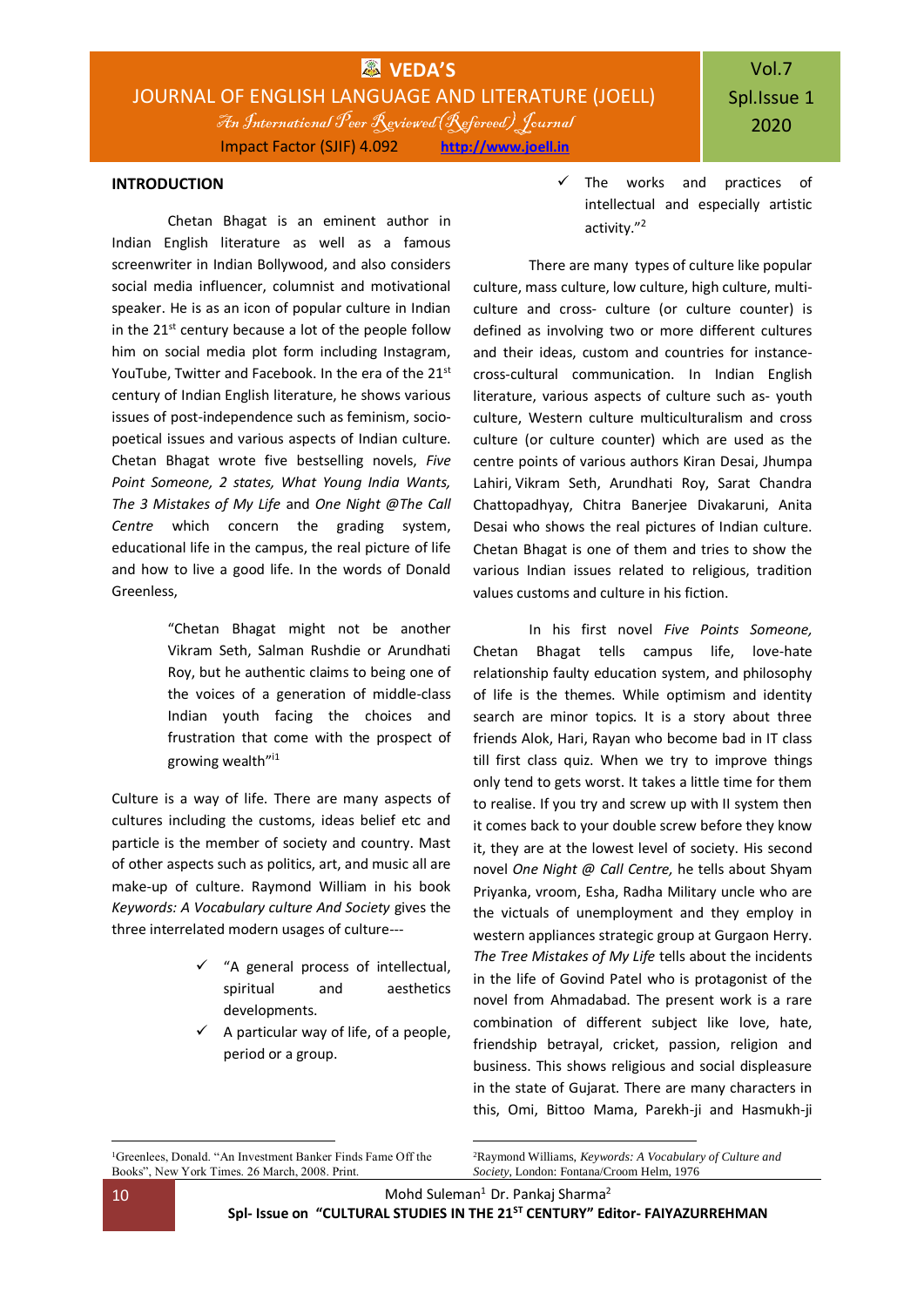## INTRODUCTION

Chetan Bhagat is an eminent author in Indian English literature as well as a famous screenwriter in Indian Bollywood, and also considers social media influencer, columnist and motivational speaker. He is as an icon of popular culture in Indian in the 21st century because a lot of the people follow him on social media plot form including Instagram, YouTube, Twitter and Facebook. In the era of the 21st century of Indian English literature, he shows various issues of post-independence such as feminism, socio-poetical issues and various aspects of Indian culture. Chetan Bhagat wrote five bestselling novels, *Five Point Someone, 2 states, What Young India Wants, The 3 Mistakes of My Life* and *One Night @The Call Centre* which concern the grading system, educational life in the campus, the real picture of life and how to live a good life. In the words of Donald Greenless,

> "Chetan Bhagat might not be another Vikram Seth, Salman Rushdie or Arundhati Roy, but he authentic claims to being one of the voices of a generation of middle-class Indian youth facing the choices and frustration that come with the prospect of growing wealth"[1]

Culture is a way of life. There are many aspects of cultures including the customs, ideas belief etc and particle is the member of society and country. Mast of other aspects such as politics, art, and music all are make-up of culture. Raymond William in his book *Keywords: A Vocabulary culture And Society* gives the three interrelated modern usages of culture---

- ✓ "A general process of intellectual, spiritual and aesthetics developments.
- ✓ A particular way of life, of a people, period or a group.
- ✓ The works and practices of intellectual and especially artistic activity."[2]

There are many types of culture like popular culture, mass culture, low culture, high culture, multi-culture and cross- culture (or culture counter) is defined as involving two or more different cultures and their ideas, custom and countries for instance- cross-cultural communication. In Indian English literature, various aspects of culture such as- youth culture, Western culture multiculturalism and cross culture (or culture counter) which are used as the centre points of various authors Kiran Desai, Jhumpa Lahiri, Vikram Seth, Arundhati Roy, Sarat Chandra Chattopadhyay, Chitra Banerjee Divakaruni, Anita Desai who shows the real pictures of Indian culture. Chetan Bhagat is one of them and tries to show the various Indian issues related to religious, tradition values customs and culture in his fiction.

In his first novel *Five Points Someone,* Chetan Bhagat tells campus life, love-hate relationship faulty education system, and philosophy of life is the themes. While optimism and identity search are minor topics. It is a story about three friends Alok, Hari, Rayan who become bad in IT class till first class quiz. When we try to improve things only tend to gets worst. It takes a little time for them to realise. If you try and screw up with II system then it comes back to your double screw before they know it, they are at the lowest level of society. His second novel *One Night @ Call Centre,* he tells about Shyam Priyanka, vroom, Esha, Radha Military uncle who are the victuals of unemployment and they employ in western appliances strategic group at Gurgaon Herry. *The Tree Mistakes of My Life* tells about the incidents in the life of Govind Patel who is protagonist of the novel from Ahmadabad. The present work is a rare combination of different subject like love, hate, friendship betrayal, cricket, passion, religion and business. This shows religious and social displeasure in the state of Gujarat. There are many characters in this, Omi, Bittoo Mama, Parekh-ji and Hasmukh-ji

---

[1]Greenlees, Donald. "An Investment Banker Finds Fame Off the Books", New York Times. 26 March, 2008. Print.

[2]Raymond Williams, *Keywords: A Vocabulary of Culture and Society*, London: Fontana/Croom Helm, 1976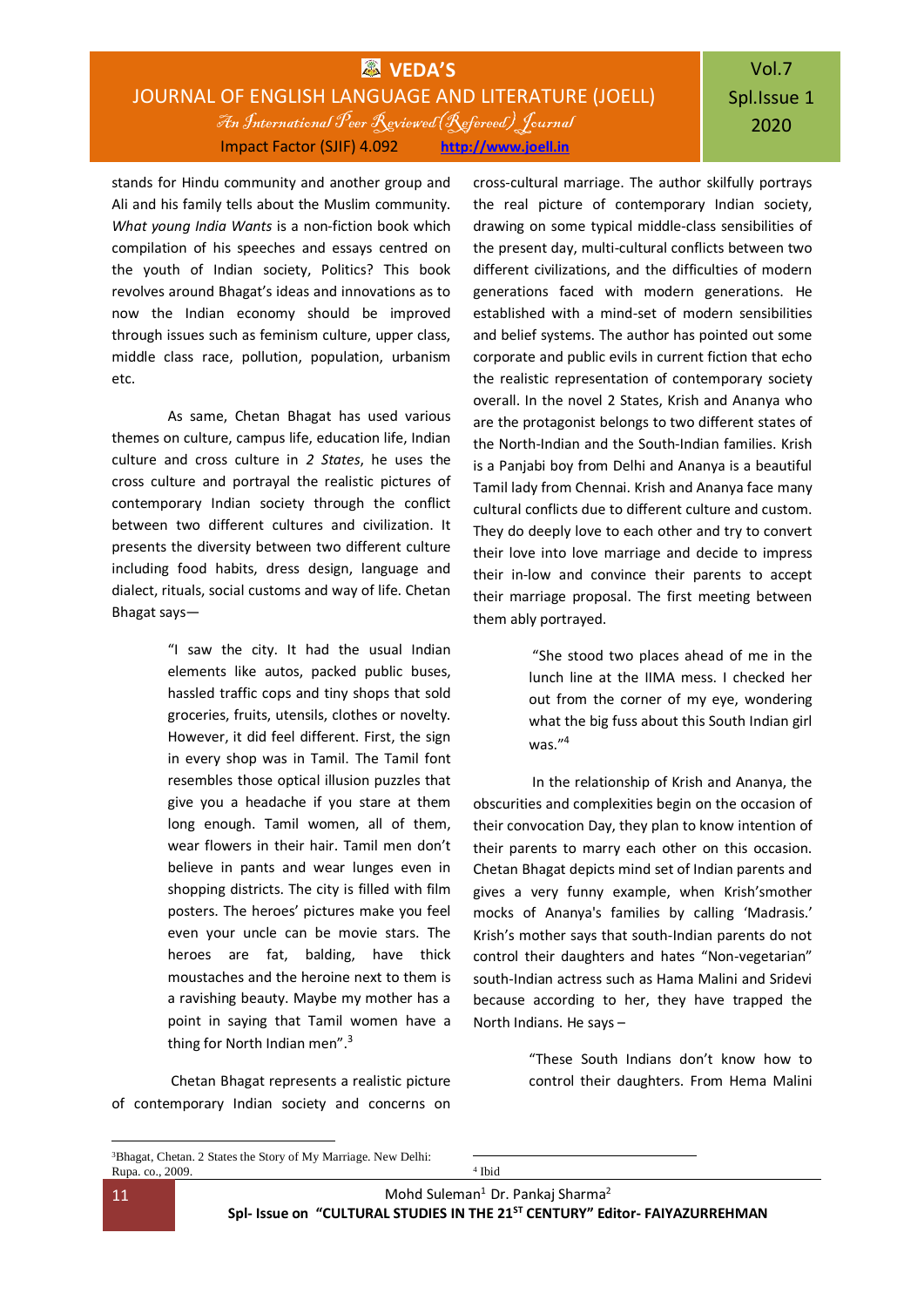stands for Hindu community and another group and Ali and his family tells about the Muslim community. *What young India Wants* is a non-fiction book which compilation of his speeches and essays centred on the youth of Indian society, Politics? This book revolves around Bhagat's ideas and innovations as to now the Indian economy should be improved through issues such as feminism culture, upper class, middle class race, pollution, population, urbanism etc.

As same, Chetan Bhagat has used various themes on culture, campus life, education life, Indian culture and cross culture in *2 States*, he uses the cross culture and portrayal the realistic pictures of contemporary Indian society through the conflict between two different cultures and civilization. It presents the diversity between two different culture including food habits, dress design, language and dialect, rituals, social customs and way of life. Chetan Bhagat says—

> "I saw the city. It had the usual Indian elements like autos, packed public buses, hassled traffic cops and tiny shops that sold groceries, fruits, utensils, clothes or novelty. However, it did feel different. First, the sign in every shop was in Tamil. The Tamil font resembles those optical illusion puzzles that give you a headache if you stare at them long enough. Tamil women, all of them, wear flowers in their hair. Tamil men don't believe in pants and wear lunges even in shopping districts. The city is filled with film posters. The heroes' pictures make you feel even your uncle can be movie stars. The heroes are fat, balding, have thick moustaches and the heroine next to them is a ravishing beauty. Maybe my mother has a point in saying that Tamil women have a thing for North Indian men".[3]

Chetan Bhagat represents a realistic picture of contemporary Indian society and concerns on cross-cultural marriage. The author skilfully portrays the real picture of contemporary Indian society, drawing on some typical middle-class sensibilities of the present day, multi-cultural conflicts between two different civilizations, and the difficulties of modern generations faced with modern generations. He established with a mind-set of modern sensibilities and belief systems. The author has pointed out some corporate and public evils in current fiction that echo the realistic representation of contemporary society overall. In the novel 2 States, Krish and Ananya who are the protagonist belongs to two different states of the North-Indian and the South-Indian families. Krish is a Panjabi boy from Delhi and Ananya is a beautiful Tamil lady from Chennai. Krish and Ananya face many cultural conflicts due to different culture and custom. They do deeply love to each other and try to convert their love into love marriage and decide to impress their in-low and convince their parents to accept their marriage proposal. The first meeting between them ably portrayed.

> "She stood two places ahead of me in the lunch line at the IIMA mess. I checked her out from the corner of my eye, wondering what the big fuss about this South Indian girl was."[4]

In the relationship of Krish and Ananya, the obscurities and complexities begin on the occasion of their convocation Day, they plan to know intention of their parents to marry each other on this occasion. Chetan Bhagat depicts mind set of Indian parents and gives a very funny example, when Krish'smother mocks of Ananya's families by calling 'Madrasis.' Krish's mother says that south-Indian parents do not control their daughters and hates "Non-vegetarian" south-Indian actress such as Hama Malini and Sridevi because according to her, they have trapped the North Indians. He says –

> "These South Indians don't know how to control their daughters. From Hema Malini

---

[3] Bhagat, Chetan. 2 States the Story of My Marriage. New Delhi: Rupa. co., 2009.

[4] Ibid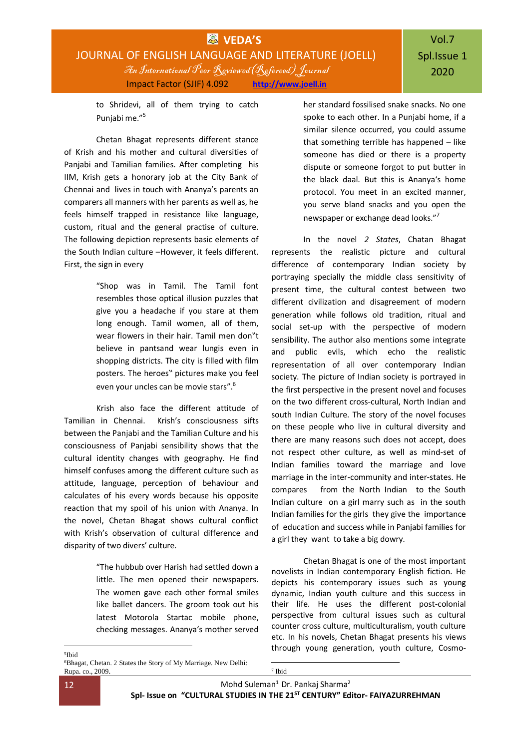to Shridevi, all of them trying to catch Punjabi me."[5]

Chetan Bhagat represents different stance of Krish and his mother and cultural diversities of Panjabi and Tamilian families. After completing his IIM, Krish gets a honorary job at the City Bank of Chennai and lives in touch with Ananya's parents an comparers all manners with her parents as well as, he feels himself trapped in resistance like language, custom, ritual and the general practise of culture. The following depiction represents basic elements of the South Indian culture –However, it feels different. First, the sign in every

> "Shop was in Tamil. The Tamil font resembles those optical illusion puzzles that give you a headache if you stare at them long enough. Tamil women, all of them, wear flowers in their hair. Tamil men don"t believe in pantsand wear lungis even in shopping districts. The city is filled with film posters. The heroes" pictures make you feel even your uncles can be movie stars".[6]

Krish also face the different attitude of Tamilian in Chennai. Krish's consciousness sifts between the Panjabi and the Tamilian Culture and his consciousness of Panjabi sensibility shows that the cultural identity changes with geography. He find himself confuses among the different culture such as attitude, language, perception of behaviour and calculates of his every words because his opposite reaction that my spoil of his union with Ananya. In the novel, Chetan Bhagat shows cultural conflict with Krish's observation of cultural difference and disparity of two divers' culture.

> "The hubbub over Harish had settled down a little. The men opened their newspapers. The women gave each other formal smiles like ballet dancers. The groom took out his latest Motorola Startac mobile phone, checking messages. Ananya's mother served her standard fossilised snake snacks. No one spoke to each other. In a Punjabi home, if a similar silence occurred, you could assume that something terrible has happened – like someone has died or there is a property dispute or someone forgot to put butter in the black daal. But this is Ananya's home protocol. You meet in an excited manner, you serve bland snacks and you open the newspaper or exchange dead looks."[7]

In the novel *2 States*, Chatan Bhagat represents the realistic picture and cultural difference of contemporary Indian society by portraying specially the middle class sensitivity of present time, the cultural contest between two different civilization and disagreement of modern generation while follows old tradition, ritual and social set-up with the perspective of modern sensibility. The author also mentions some integrate and public evils, which echo the realistic representation of all over contemporary Indian society. The picture of Indian society is portrayed in the first perspective in the present novel and focuses on the two different cross-cultural, North Indian and south Indian Culture. The story of the novel focuses on these people who live in cultural diversity and there are many reasons such does not accept, does not respect other culture, as well as mind-set of Indian families toward the marriage and love marriage in the inter-community and inter-states. He compares from the North Indian to the South Indian culture on a girl marry such as in the south Indian families for the girls they give the importance of education and success while in Panjabi families for a girl they want to take a big dowry.

Chetan Bhagat is one of the most important novelists in Indian contemporary English fiction. He depicts his contemporary issues such as young dynamic, Indian youth culture and this success in their life. He uses the different post-colonial perspective from cultural issues such as cultural counter cross culture, multiculturalism, youth culture etc. In his novels, Chetan Bhagat presents his views through young generation, youth culture, Cosmo-

---

[5] Ibid

[6] Bhagat, Chetan. 2 States the Story of My Marriage. New Delhi: Rupa. co., 2009.

[7] Ibid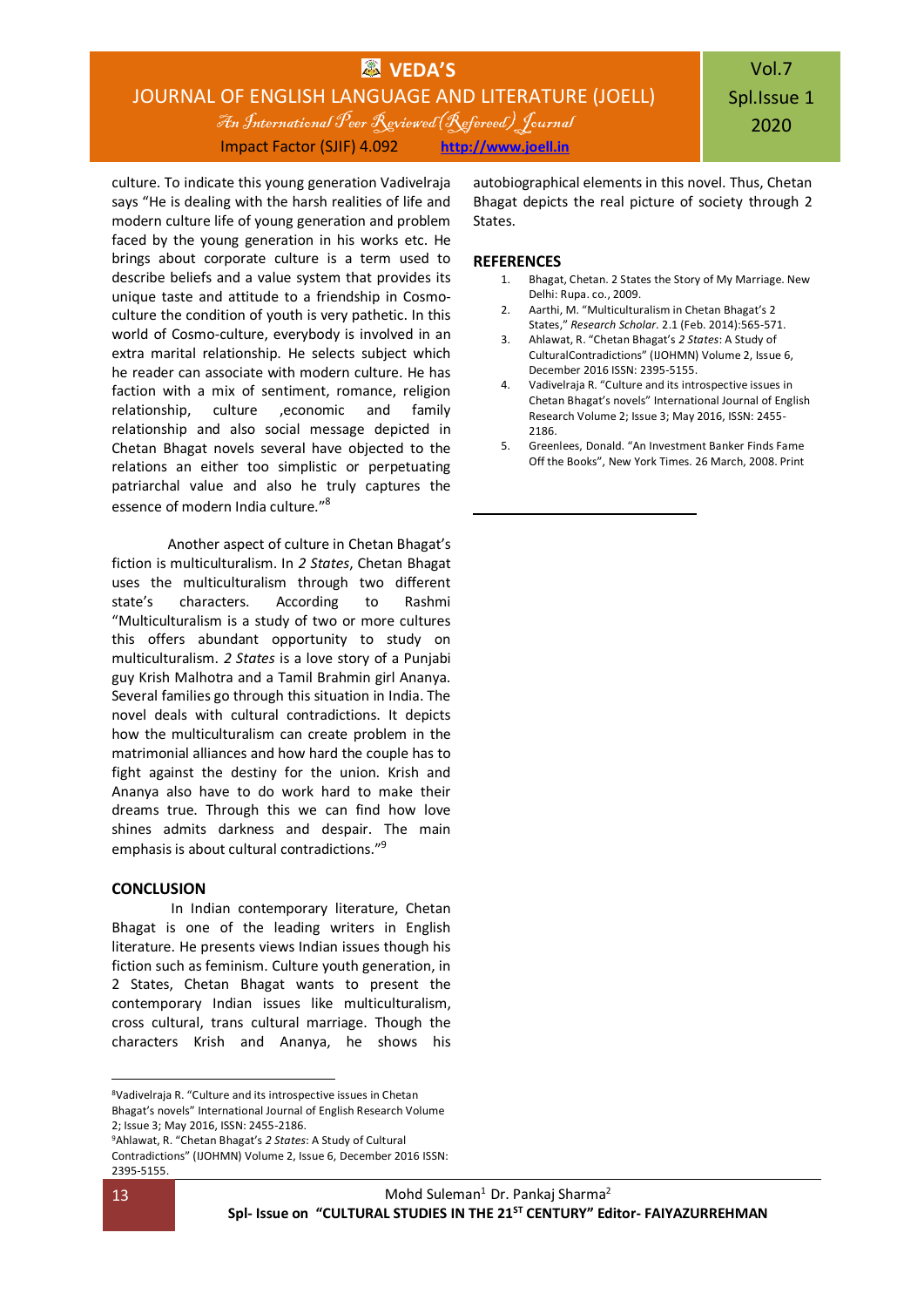culture. To indicate this young generation Vadivelraja says "He is dealing with the harsh realities of life and modern culture life of young generation and problem faced by the young generation in his works etc. He brings about corporate culture is a term used to describe beliefs and a value system that provides its unique taste and attitude to a friendship in Cosmo-culture the condition of youth is very pathetic. In this world of Cosmo-culture, everybody is involved in an extra marital relationship. He selects subject which he reader can associate with modern culture. He has faction with a mix of sentiment, romance, religion relationship, culture ,economic and family relationship and also social message depicted in Chetan Bhagat novels several have objected to the relations an either too simplistic or perpetuating patriarchal value and also he truly captures the essence of modern India culture."[8]

Another aspect of culture in Chetan Bhagat's fiction is multiculturalism. In *2 States*, Chetan Bhagat uses the multiculturalism through two different state's characters. According to Rashmi "Multiculturalism is a study of two or more cultures this offers abundant opportunity to study on multiculturalism. *2 States* is a love story of a Punjabi guy Krish Malhotra and a Tamil Brahmin girl Ananya. Several families go through this situation in India. The novel deals with cultural contradictions. It depicts how the multiculturalism can create problem in the matrimonial alliances and how hard the couple has to fight against the destiny for the union. Krish and Ananya also have to do work hard to make their dreams true. Through this we can find how love shines admits darkness and despair. The main emphasis is about cultural contradictions."[9]

## CONCLUSION

In Indian contemporary literature, Chetan Bhagat is one of the leading writers in English literature. He presents views Indian issues though his fiction such as feminism. Culture youth generation, in 2 States, Chetan Bhagat wants to present the contemporary Indian issues like multiculturalism, cross cultural, trans cultural marriage. Though the characters Krish and Ananya, he shows his autobiographical elements in this novel. Thus, Chetan Bhagat depicts the real picture of society through 2 States.

## REFERENCES

1. Bhagat, Chetan. 2 States the Story of My Marriage. New Delhi: Rupa. co., 2009.
2. Aarthi, M. "Multiculturalism in Chetan Bhagat's 2 States," *Research Scholar*. 2.1 (Feb. 2014):565-571.
3. Ahlawat, R. "Chetan Bhagat's *2 States*: A Study of CulturalContradictions" (IJOHMN) Volume 2, Issue 6, December 2016 ISSN: 2395-5155.
4. Vadivelraja R. "Culture and its introspective issues in Chetan Bhagat's novels" International Journal of English Research Volume 2; Issue 3; May 2016, ISSN: 2455-2186.
5. Greenlees, Donald. "An Investment Banker Finds Fame Off the Books", New York Times. 26 March, 2008. Print

---

[8] Vadivelraja R. "Culture and its introspective issues in Chetan Bhagat's novels" International Journal of English Research Volume 2; Issue 3; May 2016, ISSN: 2455-2186.

[9] Ahlawat, R. "Chetan Bhagat's *2 States*: A Study of Cultural Contradictions" (IJOHMN) Volume 2, Issue 6, December 2016 ISSN: 2395-5155.